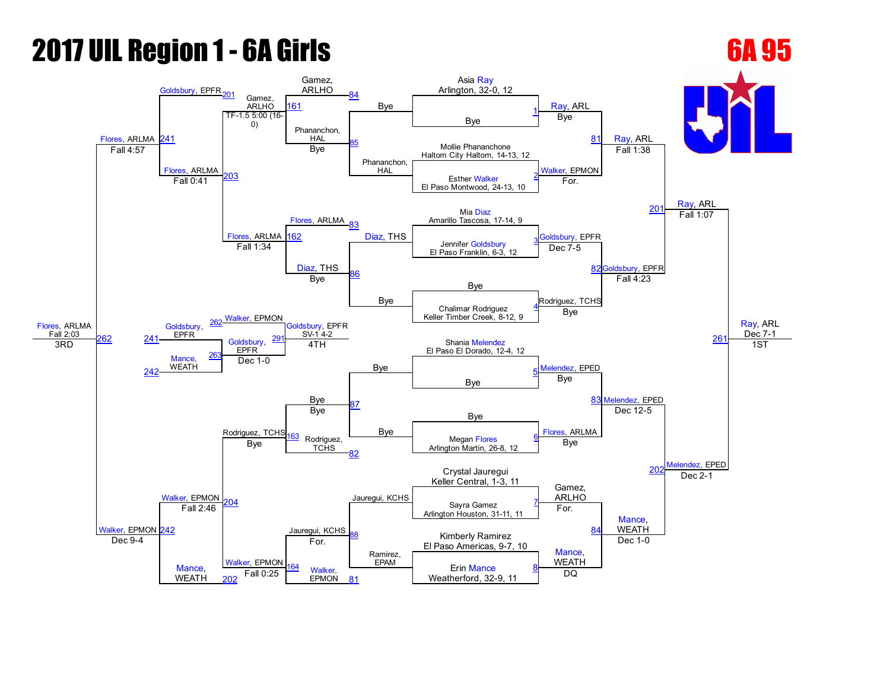# 2017 UIL Region 1 - 6A Girls

## 6A 95

### Championship Bracket

| Bout | Wrestler 1 | Wrestler 2 | Winner | Result |
|---|---|---|---|---|
| 1 | Asia Ray, Arlington, 32-0, 12 | Bye | Ray, ARL | Bye |
| 2 | Mollie Phananchone, Haltom City Haltom, 14-13, 12 | Esther Walker, El Paso Montwood, 24-13, 10 | Walker, EPMON | For. |
| 3 | Mia Diaz, Amarillo Tascosa, 17-14, 9 | Jennifer Goldsbury, El Paso Franklin, 6-3, 12 | Goldsbury, EPFR | Dec 7-5 |
| 4 | Bye | Chalimar Rodriguez, Keller Timber Creek, 8-12, 9 | Rodriguez, TCHS | Bye |
| 5 | Shania Melendez, El Paso El Dorado, 12-4, 12 | Bye | Melendez, EPED | Bye |
| 6 | Bye | Megan Flores, Arlington Martin, 26-8, 12 | Flores, ARLMA | Bye |
| 7 | Crystal Jauregui, Keller Central, 1-3, 11 | Sayra Gamez, Arlington Houston, 31-11, 11 | Gamez, ARLHO | For. |
| 8 | Kimberly Ramirez, El Paso Americas, 9-7, 10 | Erin Mance, Weatherford, 32-9, 11 | Mance, WEATH | DQ |
| 81 | Ray, ARL | Walker, EPMON | Ray, ARL | Fall 1:38 |
| 82 | Goldsbury, EPFR | Rodriguez, TCHS | Goldsbury, EPFR | Fall 4:23 |
| 83 | Melendez, EPED | Flores, ARLMA | Melendez, EPED | Dec 12-5 |
| 84 | Gamez, ARLHO | Mance, WEATH | Mance, WEATH | Dec 1-0 |
| 201 | Ray, ARL | Goldsbury, EPFR | Ray, ARL | Fall 1:07 |
| 202 | Melendez, EPED | Mance, WEATH | Melendez, EPED | Dec 2-1 |
| 261 | Ray, ARL | Melendez, EPED | Ray, ARL (1ST) | Dec 7-1 |

### Consolation Bracket

| Bout | Wrestler 1 | Wrestler 2 | Winner | Result |
|---|---|---|---|---|
| 84 | Gamez, ARLHO | Bye | Gamez, ARLHO | |
| 85 | Phananchon, HAL | Bye | Phananchon, HAL | Bye |
| 83 | Flores, ARLMA | Bye | Flores, ARLMA | |
| 86 | Diaz, THS | Bye | Diaz, THS | Bye |
| 87 | Bye | Bye | Bye | Bye |
| 82 | Rodriguez, TCHS | | Rodriguez, TCHS | |
| 88 | Jauregui, KCHS | Ramirez, EPAM | Jauregui, KCHS | For. |
| 81 | Walker, EPMON | | Walker, EPMON | |
| 161 | Gamez, ARLHO | Phananchon, HAL | Gamez, ARLHO | TF-1.5 5:00 (16-0) |
| 162 | Flores, ARLMA | Diaz, THS | Flores, ARLMA | Fall 1:34 |
| 163 | Bye | Rodriguez, TCHS | Rodriguez, TCHS | Bye |
| 164 | Jauregui, KCHS | Walker, EPMON | Walker, EPMON | Fall 0:25 |
| 201 / 203 | Goldsbury, EPFR | Gamez, ARLHO / Flores, ARLMA | Flores, ARLMA | Fall 0:41 |
| 204 / 202 | Rodriguez, TCHS / Walker, EPMON | Mance, WEATH | Walker, EPMON | Fall 2:46 |
| 241 | Goldsbury, EPFR | Flores, ARLMA | Flores, ARLMA | Fall 4:57 |
| 242 | Walker, EPMON | Mance, WEATH | Walker, EPMON | Dec 9-4 |
| 262 | Flores, ARLMA | Walker, EPMON | Flores, ARLMA (3RD) | Fall 2:03 |
| 263 | Goldsbury, EPFR (241) | Mance, WEATH (242) | Goldsbury, EPFR | Dec 1-0 |
| 291 | Walker, EPMON (262) | Goldsbury, EPFR (263) | Goldsbury, EPFR (4TH) | SV-1 4-2 |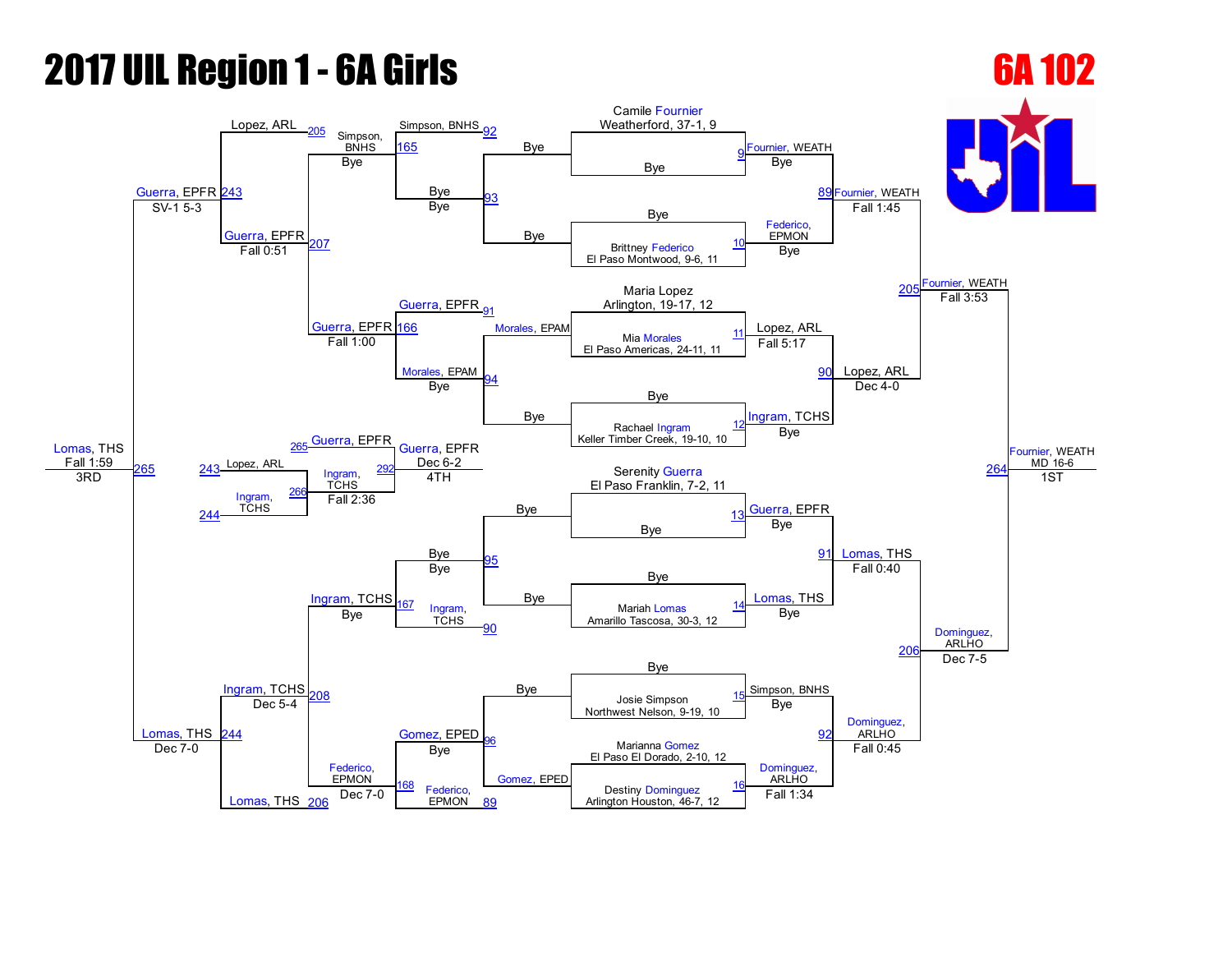# 2017 UIL Region 1 - 6A Girls

## 6A 102

### Championship Bracket

**First Round**

| Match | Wrestler | Result |
| --- | --- | --- |
| 9 | Camile Fournier, Weatherford, 37-1, 9 | |
| | Bye | |
| | Winner: Fournier, WEATH | Bye |
| 10 | Bye | |
| | Brittney Federico, El Paso Montwood, 9-6, 11 | |
| | Winner: Federico, EPMON | Bye |
| 11 | Maria Lopez, Arlington, 19-17, 12 | |
| | Mia Morales, El Paso Americas, 24-11, 11 | |
| | Winner: Lopez, ARL | Fall 5:17 |
| 12 | Bye | |
| | Rachael Ingram, Keller Timber Creek, 19-10, 10 | |
| | Winner: Ingram, TCHS | Bye |
| 13 | Serenity Guerra, El Paso Franklin, 7-2, 11 | |
| | Bye | |
| | Winner: Guerra, EPFR | Bye |
| 14 | Bye | |
| | Mariah Lomas, Amarillo Tascosa, 30-3, 12 | |
| | Winner: Lomas, THS | Bye |
| 15 | Bye | |
| | Josie Simpson, Northwest Nelson, 9-19, 10 | |
| | Winner: Simpson, BNHS | Bye |
| 16 | Marianna Gomez, El Paso El Dorado, 2-10, 12 | |
| | Destiny Dominguez, Arlington Houston, 46-7, 12 | |
| | Winner: Dominguez, ARLHO | Fall 1:34 |

**Quarterfinals**

| Match | Winner | Result |
| --- | --- | --- |
| 89 | Fournier, WEATH | Fall 1:45 |
| 90 | Lopez, ARL | Dec 4-0 |
| 91 | Lomas, THS | Fall 0:40 |
| 92 | Dominguez, ARLHO | Fall 0:45 |

**Semifinals**

| Match | Winner | Result |
| --- | --- | --- |
| 205 | Fournier, WEATH | Fall 3:53 |
| 206 | Dominguez, ARLHO | Dec 7-5 |

**Final**

| Match | Winner | Result | Place |
| --- | --- | --- | --- |
| 264 | Fournier, WEATH | MD 16-6 | 1ST |

### Consolation Bracket

| Match | Wrestlers | Winner | Result |
| --- | --- | --- | --- |
| 92 | Simpson, BNHS vs. Bye | Simpson, BNHS | |
| 93 | Bye vs. Bye | Bye | |
| 94 | Morales, EPAM vs. Bye | Morales, EPAM | Bye |
| 95 | Bye vs. Bye | Bye | |
| 96 | Bye vs. Gomez, EPED | Gomez, EPED | Bye |
| 165 | Simpson, BNHS vs. Bye | Simpson, BNHS | Bye |
| 166 | Guerra, EPFR vs. Morales, EPAM | Guerra, EPFR | Fall 1:00 |
| 167 | Bye vs. Ingram, TCHS | Ingram, TCHS | Bye |
| 168 | Federico, EPMON vs. Gomez, EPED | Federico, EPMON | Dec 7-0 |
| 205 | Lopez, ARL vs. Simpson, BNHS | Lopez, ARL | |
| 207 | Guerra, EPFR vs. Simpson, BNHS | Guerra, EPFR | Fall 0:51 |
| 208 | Ingram, TCHS vs. Federico, EPMON | Ingram, TCHS | Dec 5-4 |
| 206 | Lomas, THS vs. Federico, EPMON | Lomas, THS | Dec 7-0 |
| 243 | Lopez, ARL vs. Guerra, EPFR | Guerra, EPFR | SV-1 5-3 |
| 244 | Ingram, TCHS vs. Lomas, THS | Lomas, THS | Dec 7-0 |
| 265 | Guerra, EPFR vs. Lomas, THS | Lomas, THS | Fall 1:59 — 3RD |

### 5th Place Bracket

| Match | Wrestlers | Winner | Result |
| --- | --- | --- | --- |
| 266 | Lopez, ARL (243) vs. Ingram, TCHS (244) | Ingram, TCHS | Fall 2:36 |
| 292 | Guerra, EPFR (265) vs. Ingram, TCHS (266) | Guerra, EPFR | Dec 6-2 — 4TH |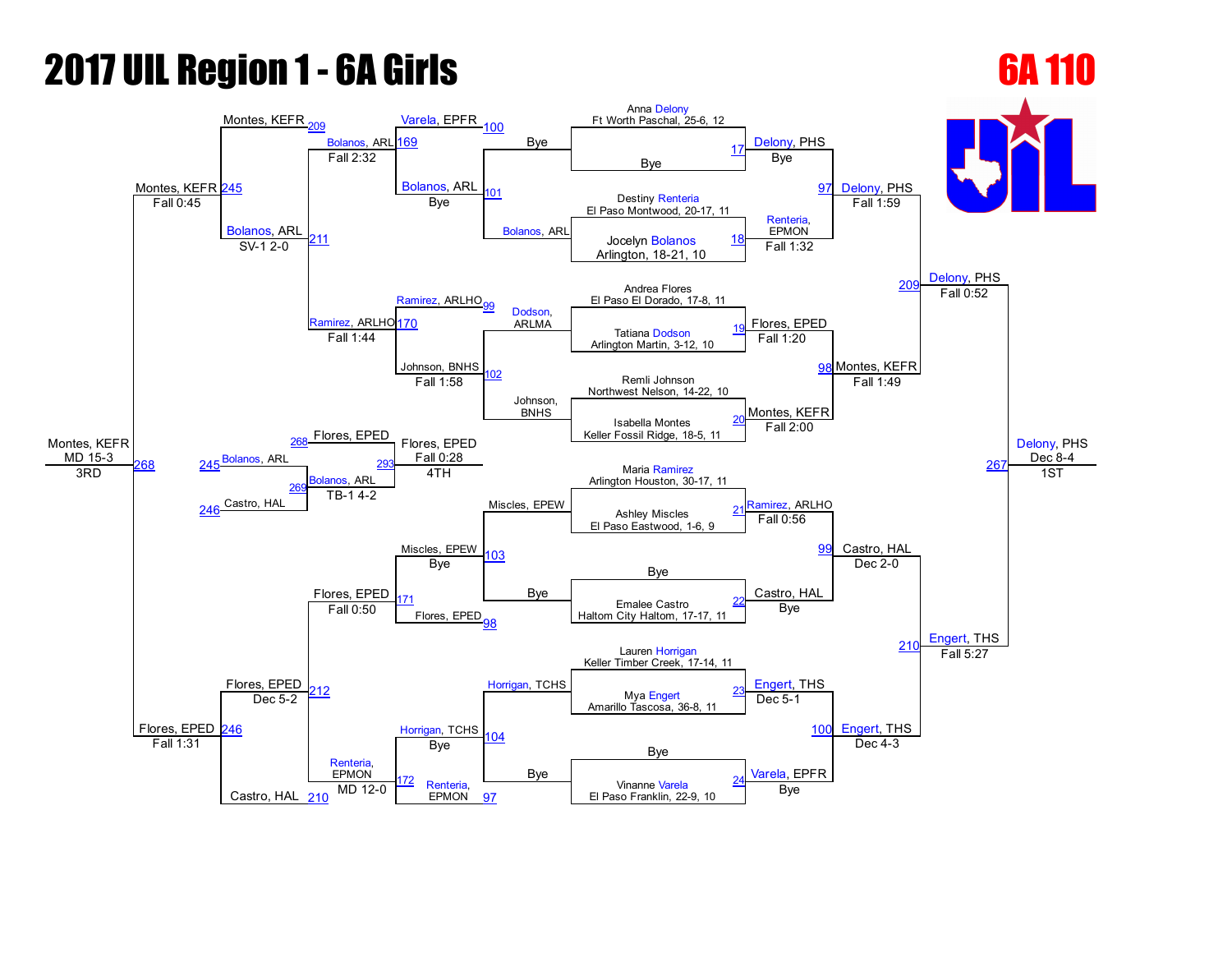# 2017 UIL Region 1 - 6A Girls

## 6A 110

### First Round

| Bout | Wrestler | School |
|---|---|---|
| 17 | Anna Delony | Ft Worth Paschal, 25-6, 12 |
| | Bye | |
| 18 | Destiny Renteria | El Paso Montwood, 20-17, 11 |
| | Jocelyn Bolanos | Arlington, 18-21, 10 |
| 19 | Andrea Flores | El Paso El Dorado, 17-8, 11 |
| | Tatiana Dodson | Arlington Martin, 3-12, 10 |
| 20 | Remli Johnson | Northwest Nelson, 14-22, 10 |
| | Isabella Montes | Keller Fossil Ridge, 18-5, 11 |
| 21 | Maria Ramirez | Arlington Houston, 30-17, 11 |
| | Ashley Miscles | El Paso Eastwood, 1-6, 9 |
| 22 | Bye | |
| | Emalee Castro | Haltom City Haltom, 17-17, 11 |
| 23 | Lauren Horrigan | Keller Timber Creek, 17-14, 11 |
| | Mya Engert | Amarillo Tascosa, 36-8, 11 |
| 24 | Bye | |
| | Vinanne Varela | El Paso Franklin, 22-9, 10 |

### Championship Bracket

| Bout | Winner | Result |
|---|---|---|
| 17 | Delony, PHS | Bye |
| 18 | Renteria, EPMON | Fall 1:32 |
| 19 | Flores, EPED | Fall 1:20 |
| 20 | Montes, KEFR | Fall 2:00 |
| 21 | Ramirez, ARLHO | Fall 0:56 |
| 22 | Castro, HAL | Bye |
| 23 | Engert, THS | Dec 5-1 |
| 24 | Varela, EPFR | Bye |
| 97 | Delony, PHS | Fall 1:59 |
| 98 | Montes, KEFR | Fall 1:49 |
| 99 | Castro, HAL | Dec 2-0 |
| 100 | Engert, THS | Dec 4-3 |
| 209 | Delony, PHS | Fall 0:52 |
| 210 | Engert, THS | Fall 5:27 |
| 267 | Delony, PHS | Dec 8-4 — 1ST |

### Consolation Bracket

| Bout | Matchup | Winner | Result |
|---|---|---|---|
| 101 | Bye vs Bolanos, ARL | Bolanos, ARL | Bye |
| 102 | Dodson, ARLMA vs Johnson, BNHS | Johnson, BNHS | Fall 1:58 |
| 103 | Miscles, EPEW vs Bye | Miscles, EPEW | Bye |
| 104 | Horrigan, TCHS vs Bye | Horrigan, TCHS | Bye |
| 169 | Varela, EPFR vs Bolanos, ARL | Bolanos, ARL | Fall 2:32 |
| 170 | Ramirez, ARLHO vs Johnson, BNHS | Ramirez, ARLHO | Fall 1:44 |
| 171 | Miscles, EPEW vs Flores, EPED | Flores, EPED | Fall 0:50 |
| 172 | Horrigan, TCHS vs Renteria, EPMON | Renteria, EPMON | MD 12-0 |
| 209 | Montes, KEFR vs Bolanos, ARL | Montes, KEFR | Fall 0:45 |
| 211 | Bolanos, ARL vs Ramirez, ARLHO | Bolanos, ARL | SV-1 2-0 |
| 212 | Flores, EPED vs Renteria, EPMON | Flores, EPED | Dec 5-2 |
| 210 | Castro, HAL vs Flores, EPED | Flores, EPED | Fall 1:31 |
| 245 | Montes, KEFR vs Bolanos, ARL | Montes, KEFR | Fall 0:45 |
| 246 | Flores, EPED vs Castro, HAL | Flores, EPED | Fall 1:31 |
| 268 | Montes, KEFR vs Flores, EPED | Montes, KEFR | MD 15-3 — 3RD |
| 269 | Bolanos, ARL vs Castro, HAL | Bolanos, ARL | TB-1 4-2 |
| 293 | Flores, EPED vs Bolanos, ARL | Flores, EPED | Fall 0:28 — 4TH |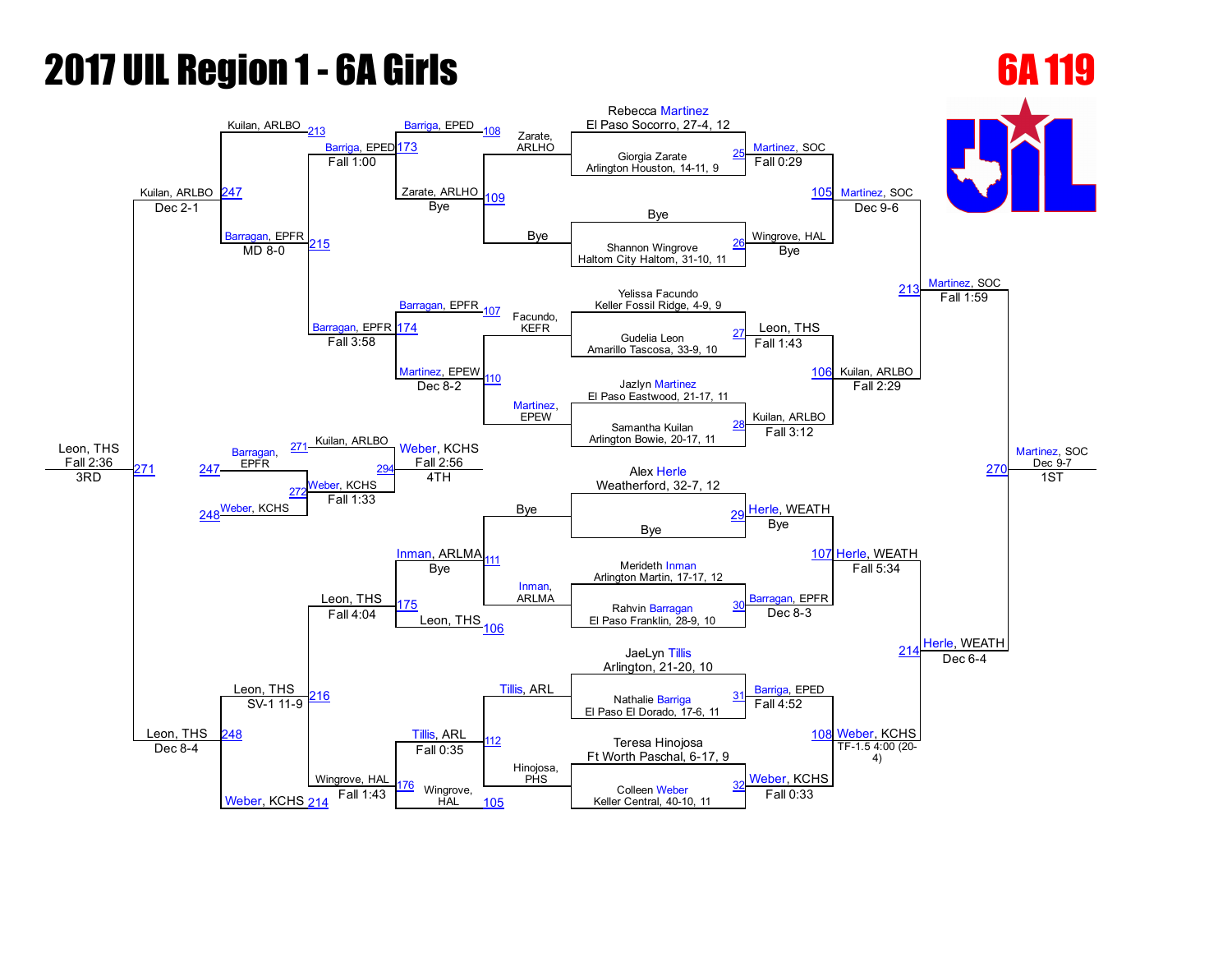# 2017 UIL Region 1 - 6A Girls

## 6A 119

### Championship Bracket

**First Round**

| Bout | Wrestler 1 | Wrestler 2 | Winner | Result |
|---|---|---|---|---|
| 25 | Rebecca Martinez, El Paso Socorro, 27-4, 12 | Giorgia Zarate, Arlington Houston, 14-11, 9 | Martinez, SOC | Fall 0:29 |
| 26 | Bye | Shannon Wingrove, Haltom City Haltom, 31-10, 11 | Wingrove, HAL | Bye |
| 27 | Yelissa Facundo, Keller Fossil Ridge, 4-9, 9 | Gudelia Leon, Amarillo Tascosa, 33-9, 10 | Leon, THS | Fall 1:43 |
| 28 | Jazlyn Martinez, El Paso Eastwood, 21-17, 11 | Samantha Kuilan, Arlington Bowie, 20-17, 11 | Kuilan, ARLBO | Fall 3:12 |
| 29 | Alex Herle, Weatherford, 32-7, 12 | Bye | Herle, WEATH | Bye |
| 30 | Merideth Inman, Arlington Martin, 17-17, 12 | Rahvin Barragan, El Paso Franklin, 28-9, 10 | Barragan, EPFR | Dec 8-3 |
| 31 | JaeLyn Tillis, Arlington, 21-20, 10 | Nathalie Barriga, El Paso El Dorado, 17-6, 11 | Barriga, EPED | Fall 4:52 |
| 32 | Teresa Hinojosa, Ft Worth Paschal, 6-17, 9 | Colleen Weber, Keller Central, 40-10, 11 | Weber, KCHS | Fall 0:33 |

**Quarterfinals**

| Bout | Wrestler 1 | Wrestler 2 | Winner | Result |
|---|---|---|---|---|
| 105 | Martinez, SOC | Wingrove, HAL | Martinez, SOC | Dec 9-6 |
| 106 | Leon, THS | Kuilan, ARLBO | Kuilan, ARLBO | Fall 2:29 |
| 107 | Herle, WEATH | Barragan, EPFR | Herle, WEATH | Fall 5:34 |
| 108 | Barriga, EPED | Weber, KCHS | Weber, KCHS | TF-1.5 4:00 (20-4) |

**Semifinals**

| Bout | Wrestler 1 | Wrestler 2 | Winner | Result |
|---|---|---|---|---|
| 213 | Martinez, SOC | Kuilan, ARLBO | Martinez, SOC | Fall 1:59 |
| 214 | Herle, WEATH | Weber, KCHS | Herle, WEATH | Dec 6-4 |

**Finals**

| Bout | Wrestler 1 | Wrestler 2 | Winner | Result | Place |
|---|---|---|---|---|---|
| 270 | Martinez, SOC | Herle, WEATH | Martinez, SOC | Dec 9-7 | 1ST |

### Consolation Bracket

**Consolation Round 1**

| Bout | Wrestler 1 | Wrestler 2 | Winner | Result |
|---|---|---|---|---|
| 108 | Barriga, EPED | Zarate, ARLHO | Zarate, ARLHO | Bye |
| 109 | Zarate, ARLHO | Bye | Bye | |
| 107 | Barragan, EPFR | Facundo, KEFR | Martinez, EPEW | Dec 8-2 |
| 110 | Facundo, KEFR | Martinez, EPEW | Martinez, EPEW | |
| 111 | Bye | Inman, ARLMA | Inman, ARLMA | Bye |
| 106 | Inman, ARLMA | Leon, THS | Leon, THS | |
| 112 | Tillis, ARL | Hinojosa, PHS | Tillis, ARL | Fall 0:35 |
| 105 | Hinojosa, PHS | Wingrove, HAL | Wingrove, HAL | |

**Consolation Round 2**

| Bout | Wrestler 1 | Wrestler 2 | Winner | Result |
|---|---|---|---|---|
| 173 | Barriga, EPED | Zarate, ARLHO | Barriga, EPED | Fall 1:00 |
| 174 | Barragan, EPFR | Martinez, EPEW | Barragan, EPFR | Fall 3:58 |
| 175 | Inman, ARLMA | Leon, THS | Leon, THS | Fall 4:04 |
| 176 | Tillis, ARL | Wingrove, HAL | Wingrove, HAL | Fall 1:43 |

**Consolation Quarterfinals**

| Bout | Wrestler 1 | Wrestler 2 | Winner | Result |
|---|---|---|---|---|
| 213 | Kuilan, ARLBO | Barriga, EPED | Kuilan, ARLBO | |
| 215 | Barriga, EPED | Barragan, EPFR | Barragan, EPFR | MD 8-0 |
| 216 | Leon, THS | Wingrove, HAL | Leon, THS | SV-1 11-9 |
| 214 | Weber, KCHS | | Weber, KCHS | |

**Consolation Semifinals**

| Bout | Wrestler 1 | Wrestler 2 | Winner | Result |
|---|---|---|---|---|
| 247 | Kuilan, ARLBO | Barragan, EPFR | Kuilan, ARLBO | Dec 2-1 |
| 248 | Leon, THS | Weber, KCHS | Leon, THS | Dec 8-4 |

**3rd Place**

| Bout | Wrestler 1 | Wrestler 2 | Winner | Result | Place |
|---|---|---|---|---|---|
| 271 | Kuilan, ARLBO | Leon, THS | Leon, THS | Fall 2:36 | 3RD |

**5th Place**

| Bout | Wrestler 1 | Wrestler 2 | Winner | Result |
|---|---|---|---|---|
| 272 | Barragan, EPFR (247) | Weber, KCHS (248) | Weber, KCHS | Fall 1:33 |

**4th Place**

| Bout | Wrestler 1 | Wrestler 2 | Winner | Result | Place |
|---|---|---|---|---|---|
| 294 | Kuilan, ARLBO (271) | Weber, KCHS (272) | Weber, KCHS | Fall 2:56 | 4TH |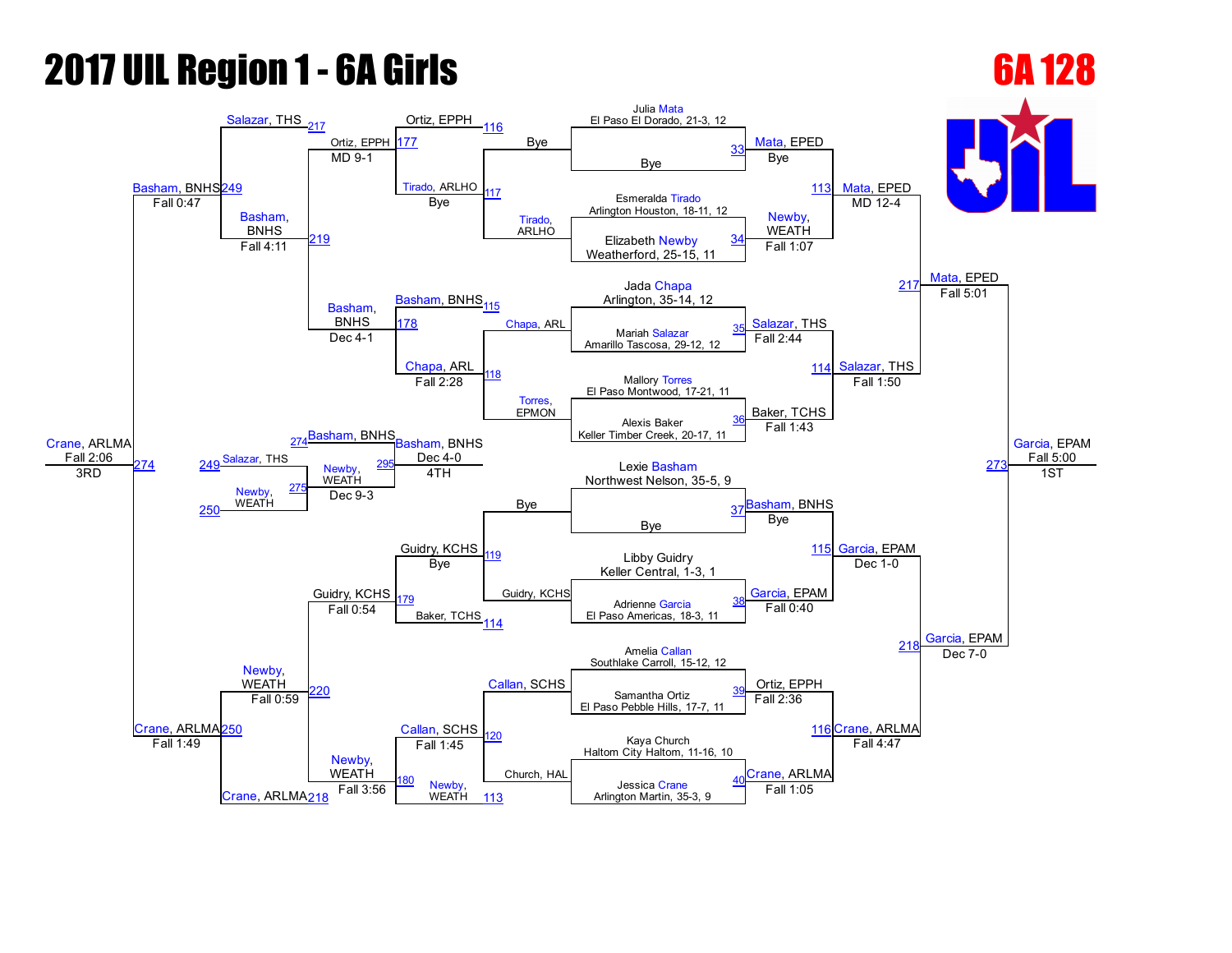# 2017 UIL Region 1 - 6A Girls

**6A 128**

## Championship Bracket

### First Round

| Bout | Wrestler | Opponent | Winner | Result |
|---|---|---|---|---|
| 33 | Julia Mata, El Paso El Dorado, 21-3, 12 | Bye | Mata, EPED | Bye |
| 34 | Esmeralda Tirado, Arlington Houston, 18-11, 12 | Elizabeth Newby, Weatherford, 25-15, 11 | Newby, WEATH | Fall 1:07 |
| 35 | Jada Chapa, Arlington, 35-14, 12 | Mariah Salazar, Amarillo Tascosa, 29-12, 12 | Salazar, THS | Fall 2:44 |
| 36 | Mallory Torres, El Paso Montwood, 17-21, 11 | Alexis Baker, Keller Timber Creek, 20-17, 11 | Baker, TCHS | Fall 1:43 |
| 37 | Lexie Basham, Northwest Nelson, 35-5, 9 | Bye | Basham, BNHS | Bye |
| 38 | Libby Guidry, Keller Central, 1-3, 1 | Adrienne Garcia, El Paso Americas, 18-3, 11 | Garcia, EPAM | Fall 0:40 |
| 39 | Amelia Callan, Southlake Carroll, 15-12, 12 | Samantha Ortiz, El Paso Pebble Hills, 17-7, 11 | Ortiz, EPPH | Fall 2:36 |
| 40 | Kaya Church, Haltom City Haltom, 11-16, 10 | Jessica Crane, Arlington Martin, 35-3, 9 | Crane, ARLMA | Fall 1:05 |

### Quarterfinals

| Bout | Winner | Result |
|---|---|---|
| 113 | Mata, EPED | MD 12-4 |
| 114 | Salazar, THS | Fall 1:50 |
| 115 | Garcia, EPAM | Dec 1-0 |
| 116 | Crane, ARLMA | Fall 4:47 |

### Semifinals

| Bout | Winner | Result |
|---|---|---|
| 217 | Mata, EPED | Fall 5:01 |
| 218 | Garcia, EPAM | Dec 7-0 |

### Final

| Bout | Winner | Result | Place |
|---|---|---|---|
| 273 | Garcia, EPAM | Fall 5:00 | 1ST |

## Consolation Bracket

### First Round

| Bout | Wrestler | Opponent | Winner | Result |
|---|---|---|---|---|
| 116 | Bye | Tirado, ARLHO | Ortiz, EPPH / Tirado, ARLHO | Bye |
| 117 | Bye | Tirado, ARLHO | Tirado, ARLHO | Bye |
| 118 | Chapa, ARL | Torres, EPMON | Chapa, ARL | Fall 2:28 |
| 119 | Bye | Guidry, KCHS | Guidry, KCHS | Bye |
| 120 | Callan, SCHS | Church, HAL | Callan, SCHS | Fall 1:45 |

### Consolation Rounds

| Bout | Wrestlers | Winner | Result |
|---|---|---|---|
| 177 | Ortiz, EPPH vs. Tirado, ARLHO | Ortiz, EPPH | MD 9-1 |
| 178 | Basham, BNHS vs. Chapa, ARL | Basham, BNHS | Dec 4-1 |
| 179 | Guidry, KCHS vs. Baker, TCHS | Guidry, KCHS | Fall 0:54 |
| 180 | Callan, SCHS vs. Newby, WEATH | Newby, WEATH | Fall 3:56 |
| 219 | Ortiz, EPPH vs. Basham, BNHS | Basham, BNHS | Fall 4:11 |
| 220 | Guidry, KCHS vs. Newby, WEATH | Newby, WEATH | Fall 0:59 |
| 249 | Salazar, THS vs. Basham, BNHS | Basham, BNHS | Fall 0:47 |
| 250 | Newby, WEATH vs. Crane, ARLMA | Crane, ARLMA | Fall 1:49 |

### Third Place

| Bout | Wrestlers | Winner | Result | Place |
|---|---|---|---|---|
| 274 | Basham, BNHS vs. Crane, ARLMA | Crane, ARLMA | Fall 2:06 | 3RD |

### Fifth Place

| Bout | Wrestlers | Winner | Result |
|---|---|---|---|
| 275 | Salazar, THS vs. Newby, WEATH | Newby, WEATH | Dec 9-3 |

### Fourth Place

| Bout | Wrestlers | Winner | Result | Place |
|---|---|---|---|---|
| 295 | Basham, BNHS vs. Newby, WEATH | Basham, BNHS | Dec 4-0 | 4TH |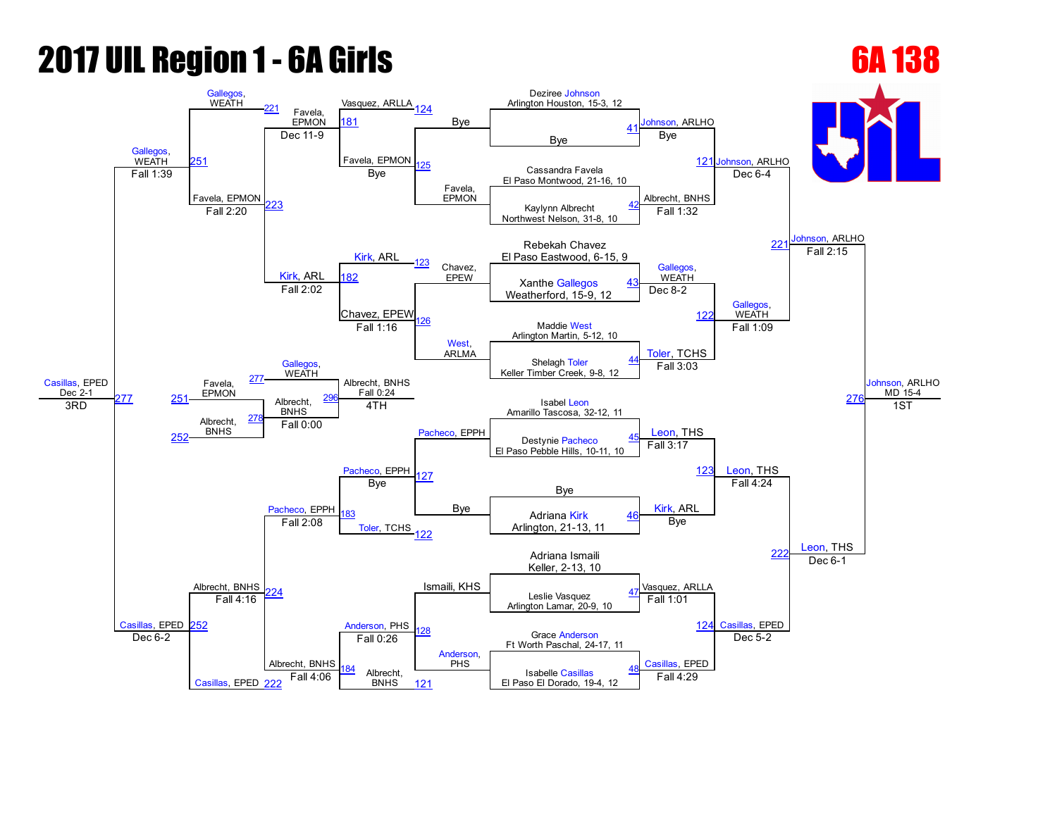# 2017 UIL Region 1 - 6A Girls

## 6A 138

### Championship Bracket

| Bout | Wrestler 1 | Wrestler 2 | Winner | Result |
|---|---|---|---|---|
| 41 | Deziree Johnson, Arlington Houston, 15-3, 12 | Bye | Johnson, ARLHO | Bye |
| 42 | Cassandra Favela, El Paso Montwood, 21-16, 10 | Kaylynn Albrecht, Northwest Nelson, 31-8, 10 | Albrecht, BNHS | Fall 1:32 |
| 43 | Rebekah Chavez, El Paso Eastwood, 6-15, 9 | Xanthe Gallegos, Weatherford, 15-9, 12 | Gallegos, WEATH | Dec 8-2 |
| 44 | Maddie West, Arlington Martin, 5-12, 10 | Shelagh Toler, Keller Timber Creek, 9-8, 12 | Toler, TCHS | Fall 3:03 |
| 45 | Isabel Leon, Amarillo Tascosa, 32-12, 11 | Destynie Pacheco, El Paso Pebble Hills, 10-11, 10 | Leon, THS | Fall 3:17 |
| 46 | Bye | Adriana Kirk, Arlington, 21-13, 11 | Kirk, ARL | Bye |
| 47 | Adriana Ismaili, Keller, 2-13, 10 | Leslie Vasquez, Arlington Lamar, 20-9, 10 | Vasquez, ARLLA | Fall 1:01 |
| 48 | Grace Anderson, Ft Worth Paschal, 24-17, 11 | Isabelle Casillas, El Paso El Dorado, 19-4, 12 | Casillas, EPED | Fall 4:29 |
| 121 | Johnson, ARLHO | Albrecht, BNHS | Johnson, ARLHO | Dec 6-4 |
| 122 | Gallegos, WEATH | Toler, TCHS | Gallegos, WEATH | Fall 1:09 |
| 123 | Leon, THS | Kirk, ARL | Leon, THS | Fall 4:24 |
| 124 | Vasquez, ARLLA | Casillas, EPED | Casillas, EPED | Dec 5-2 |
| 221 | Johnson, ARLHO | Gallegos, WEATH | Johnson, ARLHO | Fall 2:15 |
| 222 | Leon, THS | Casillas, EPED | Leon, THS | Dec 6-1 |
| 276 | Johnson, ARLHO | Leon, THS | Johnson, ARLHO | MD 15-4 (1ST) |

### Consolation Bracket

| Bout | Wrestler 1 | Wrestler 2 | Winner | Result |
|---|---|---|---|---|
| 124 | Vasquez, ARLLA | Bye | Vasquez, ARLLA | |
| 125 | Favela, EPMON | Bye | Favela, EPMON | Bye |
| 126 | Chavez, EPEW | West, ARLMA | Chavez, EPEW | Fall 1:16 |
| 127 | Pacheco, EPPH | Bye | Pacheco, EPPH | Bye |
| 128 | Ismaili, KHS | Anderson, PHS | Anderson, PHS | Fall 0:26 |
| 181 | Vasquez, ARLLA | Favela, EPMON | Favela, EPMON | Dec 11-9 |
| 182 | Kirk, ARL | Chavez, EPEW | Kirk, ARL | Fall 2:02 |
| 183 | Pacheco, EPPH | Toler, TCHS | Pacheco, EPPH | Fall 2:08 |
| 184 | Anderson, PHS | Albrecht, BNHS | Albrecht, BNHS | Fall 4:06 |
| 223 | Gallegos, WEATH | Favela, EPMON | Favela, EPMON | Fall 2:20 |
| 224 | Pacheco, EPPH | Albrecht, BNHS | Albrecht, BNHS | Fall 4:16 |
| 251 | Gallegos, WEATH | Favela, EPMON | Gallegos, WEATH | Fall 1:39 |
| 252 | Albrecht, BNHS | Casillas, EPED | Casillas, EPED | Dec 6-2 |
| 277 | Gallegos, WEATH | Casillas, EPED | Casillas, EPED | Dec 2-1 (3RD) |
| 278 | Favela, EPMON | Albrecht, BNHS | Albrecht, BNHS | Fall 0:00 |
| 296 | Gallegos, WEATH | Albrecht, BNHS | Albrecht, BNHS | Fall 0:24 (4TH) |

### Placements

- 1ST: Johnson, ARLHO
- 3RD: Casillas, EPED
- 4TH: Albrecht, BNHS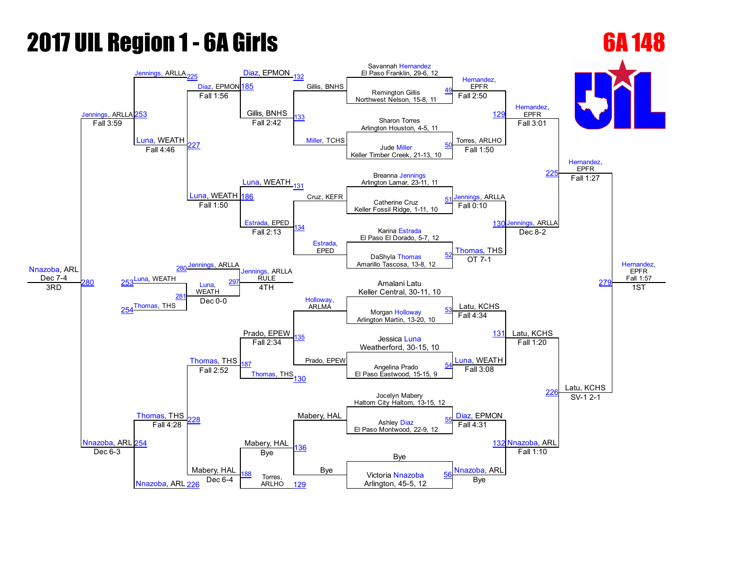# 2017 UIL Region 1 - 6A Girls

## 6A 148

### Championship Bracket

**First Round**

| Bout | Wrestler | Opponent | Winner | Result |
|---|---|---|---|---|
| 49 | Savannah Hernandez, El Paso Franklin, 29-6, 12 | Remington Gillis, Northwest Nelson, 15-8, 11 | Hernandez, EPFR | Fall 2:50 |
| 50 | Sharon Torres, Arlington Houston, 4-5, 11 | Jude Miller, Keller Timber Creek, 21-13, 10 | Torres, ARLHO | Fall 1:50 |
| 51 | Breanna Jennings, Arlington Lamar, 23-11, 11 | Catherine Cruz, Keller Fossil Ridge, 1-11, 10 | Jennings, ARLLA | Fall 0:10 |
| 52 | Karina Estrada, El Paso El Dorado, 5-7, 12 | DaShyla Thomas, Amarillo Tascosa, 13-8, 12 | Thomas, THS | OT 7-1 |
| 53 | Amalani Latu, Keller Central, 30-11, 10 | Morgan Holloway, Arlington Martin, 13-20, 10 | Latu, KCHS | Fall 4:34 |
| 54 | Jessica Luna, Weatherford, 30-15, 10 | Angelina Prado, El Paso Eastwood, 15-15, 9 | Luna, WEATH | Fall 3:08 |
| 55 | Jocelyn Mabery, Haltom City Haltom, 13-15, 12 | Ashley Diaz, El Paso Montwood, 22-9, 12 | Diaz, EPMON | Fall 4:31 |
| 56 | Bye | Victoria Nnazoba, Arlington, 45-5, 12 | Nnazoba, ARL | Bye |

**Quarterfinals**

| Bout | Winner | Result |
|---|---|---|
| 129 | Hernandez, EPFR | Fall 3:01 |
| 130 | Jennings, ARLLA | Dec 8-2 |
| 131 | Latu, KCHS | Fall 1:20 |
| 132 | Nnazoba, ARL | Fall 1:10 |

**Semifinals**

| Bout | Winner | Result |
|---|---|---|
| 225 | Hernandez, EPFR | Fall 1:27 |
| 226 | Latu, KCHS | SV-1 2-1 |

**Final**

| Bout | Winner | Result | Place |
|---|---|---|---|
| 279 | Hernandez, EPFR | Fall 1:57 | 1ST |

### Consolation Bracket

| Bout | Wrestlers | Winner | Result |
|---|---|---|---|
| 133 | Gillis, BNHS vs. Miller, TCHS | Gillis, BNHS | — |
| 134 | Cruz, KEFR vs. Estrada, EPED | Estrada, EPED | — |
| 135 | Holloway, ARLMA vs. Prado, EPEW | Prado, EPEW | — |
| 136 | Mabery, HAL vs. Bye | Mabery, HAL | — |
| 132 | Diaz, EPMON vs. Gillis, BNHS | Diaz, EPMON | — |
| 131 | Luna, WEATH vs. Estrada, EPED | Luna, WEATH | — |
| 130 | Prado, EPEW vs. Thomas, THS | Thomas, THS | — |
| 129 | Mabery, HAL vs. Torres, ARLHO | Mabery, HAL | Bye |
| 185 | Diaz, EPMON vs. Gillis, BNHS | Diaz, EPMON | Fall 2:42 |
| 186 | Luna, WEATH vs. Estrada, EPED | Luna, WEATH | Fall 2:13 |
| 187 | Thomas, THS vs. Prado, EPEW | Thomas, THS | Fall 2:34 |
| 188 | Mabery, HAL vs. Torres, ARLHO | Mabery, HAL | Bye |
| 225 | Jennings, ARLLA vs. Diaz, EPMON | Jennings, ARLLA | Fall 1:56 |
| 227 | Luna, WEATH vs. Luna, WEATH | Luna, WEATH | Fall 1:50 |
| 228 | Thomas, THS vs. Thomas, THS | Thomas, THS | Fall 2:52 |
| 226 | Nnazoba, ARL vs. Mabery, HAL | Nnazoba, ARL | Dec 6-4 |
| 253 | Jennings, ARLLA vs. Luna, WEATH | Jennings, ARLLA | Fall 4:46 |
| 254 | Thomas, THS vs. Nnazoba, ARL | Nnazoba, ARL | Fall 4:28 |
| 280 | Jennings, ARLLA vs. Nnazoba, ARL | Nnazoba, ARL | Dec 7-4 (3RD) |

Jennings, ARLLA: Fall 3:59; Nnazoba, ARL: Dec 6-3

**4th Place**

| Bout | Wrestlers | Winner | Result |
|---|---|---|---|
| 281 | Luna, WEATH vs. Thomas, THS | Luna, WEATH | Dec 0-0 |
| 297 | Jennings, ARLLA vs. Luna, WEATH | Jennings, ARLLA | RULE (4TH) |

### Final Placings

1. Hernandez, EPFR
2. Latu, KCHS
3. Nnazoba, ARL
4. Jennings, ARLLA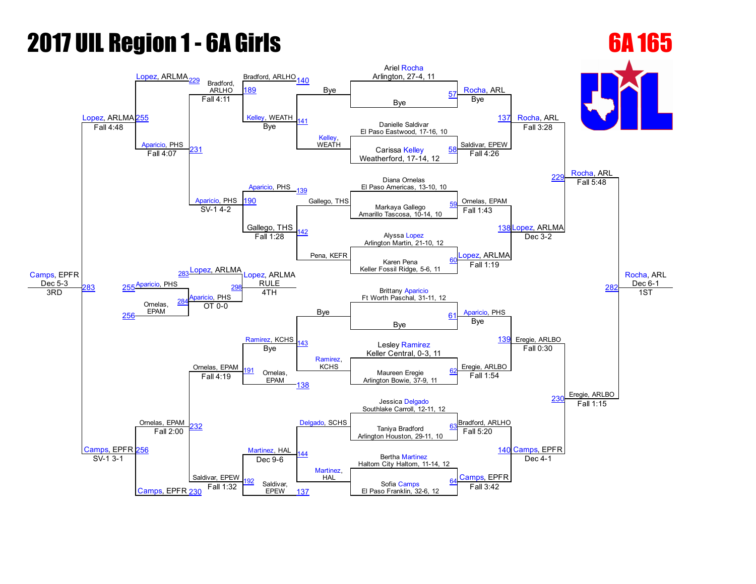# 2017 UIL Region 1 - 6A Girls

## 6A 165

### Championship Bracket

**First Round / Quarterfinals**

| Bout | Wrestler 1 | Wrestler 2 | Winner | Result |
|---|---|---|---|---|
| 57 | Ariel Rocha, Arlington, 27-4, 11 | Bye | Rocha, ARL | Bye |
| 58 | Danielle Saldivar, El Paso Eastwood, 17-16, 10 | Carissa Kelley, Weatherford, 17-14, 12 | Saldivar, EPEW | Fall 4:26 |
| 59 | Diana Ornelas, El Paso Americas, 13-10, 10 | Markaya Gallego, Amarillo Tascosa, 10-14, 10 | Ornelas, EPAM | Fall 1:43 |
| 60 | Alyssa Lopez, Arlington Martin, 21-10, 12 | Karen Pena, Keller Fossil Ridge, 5-6, 11 | Lopez, ARLMA | Fall 1:19 |
| 61 | Brittany Aparicio, Ft Worth Paschal, 31-11, 12 | Bye | Aparicio, PHS | Bye |
| 62 | Lesley Ramirez, Keller Central, 0-3, 11 | Maureen Eregie, Arlington Bowie, 37-9, 11 | Eregie, ARLBO | Fall 1:54 |
| 63 | Jessica Delgado, Southlake Carroll, 12-11, 12 | Taniya Bradford, Arlington Houston, 29-11, 10 | Bradford, ARLHO | Fall 5:20 |
| 64 | Bertha Martinez, Haltom City Haltom, 11-14, 12 | Sofia Camps, El Paso Franklin, 32-6, 12 | Camps, EPFR | Fall 3:42 |

**Semifinals (Championship)**

| Bout | Wrestler 1 | Wrestler 2 | Winner | Result |
|---|---|---|---|---|
| 137 | Rocha, ARL | Saldivar, EPEW | Rocha, ARL | Fall 3:28 |
| 138 | Ornelas, EPAM | Lopez, ARLMA | Lopez, ARLMA | Dec 3-2 |
| 139 | Aparicio, PHS | Eregie, ARLBO | Eregie, ARLBO | Fall 0:30 |
| 140 | Bradford, ARLHO | Camps, EPFR | Camps, EPFR | Dec 4-1 |

**Championship Semifinals**

| Bout | Wrestler 1 | Wrestler 2 | Winner | Result |
|---|---|---|---|---|
| 229 | Rocha, ARL | Lopez, ARLMA | Rocha, ARL | Fall 5:48 |
| 230 | Eregie, ARLBO | Camps, EPFR | Eregie, ARLBO | Fall 1:15 |

**Final**

| Bout | Wrestler 1 | Wrestler 2 | Winner | Result | Place |
|---|---|---|---|---|---|
| 282 | Rocha, ARL | Eregie, ARLBO | Rocha, ARL | Dec 6-1 | 1ST |

### Consolation Bracket

| Bout | Wrestler 1 | Wrestler 2 | Winner | Result |
|---|---|---|---|---|
| 141 | Kelley, WEATH | Bye | Kelley, WEATH | Bye |
| 142 | Gallego, THS | Pena, KEFR | Gallego, THS | Fall 1:28 |
| 143 | Bye | Ramirez, KCHS | Ramirez, KCHS | Bye |
| 144 | Delgado, SCHS | Martinez, HAL | Martinez, HAL | Dec 9-6 |
| 189 | Bradford, ARLHO (140) | Kelley, WEATH | Bradford, ARLHO | Fall 4:11 |
| 190 | Aparicio, PHS (139) | Gallego, THS | Aparicio, PHS | SV-1 4-2 |
| 191 | Ramirez, KCHS | Ornelas, EPAM (138) | Ornelas, EPAM | Fall 4:19 |
| 192 | Martinez, HAL | Saldivar, EPEW (137) | Saldivar, EPEW | Fall 1:32 |
| 231 | Bradford, ARLHO | Aparicio, PHS | Aparicio, PHS | Fall 4:07 |
| 232 | Ornelas, EPAM | Saldivar, EPEW | Ornelas, EPAM | Fall 2:00 |
| 255 | Lopez, ARLMA (229) | Aparicio, PHS | Lopez, ARLMA | Fall 4:48 |
| 256 | Ornelas, EPAM | Camps, EPFR (230) | Camps, EPFR | SV-1 3-1 |

**3rd Place**

| Bout | Wrestler 1 | Wrestler 2 | Winner | Result | Place |
|---|---|---|---|---|---|
| 283 | Lopez, ARLMA | Camps, EPFR | Camps, EPFR | Dec 5-3 | 3RD |

**4th Place**

| Bout | Wrestler 1 | Wrestler 2 | Winner | Result | Place |
|---|---|---|---|---|---|
| 298 | Lopez, ARLMA (283) | Aparicio, PHS (284) | Lopez, ARLMA | RULE | 4TH |

**5th Place**

| Bout | Wrestler 1 | Wrestler 2 | Winner | Result |
|---|---|---|---|---|
| 284 | Aparicio, PHS (255) | Ornelas, EPAM (256) | Aparicio, PHS | OT 0-0 |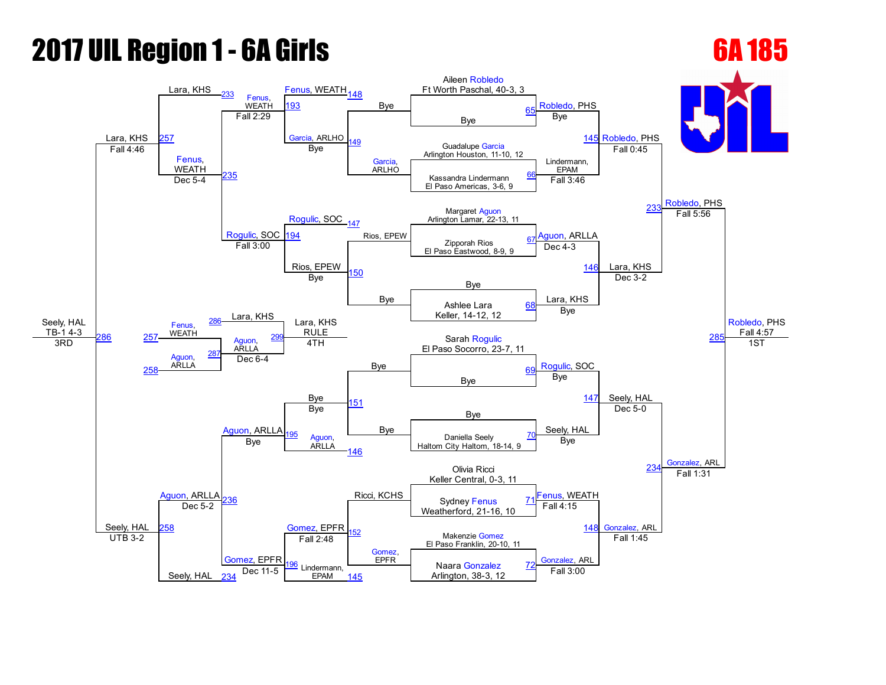# 2017 UIL Region 1 - 6A Girls

## 6A 185

### Championship Bracket

**Seeds / First Round**

- Aileen Robledo, Ft Worth Paschal, 40-3, 3 vs Bye — 65: Robledo, PHS (Bye)
- Guadalupe Garcia, Arlington Houston, 11-10, 12 vs Kassandra Lindermann, El Paso Americas, 3-6, 9 — 66: Lindermann, EPAM (Fall 3:46)
- Margaret Aguon, Arlington Lamar, 22-13, 11 vs Zipporah Rios, El Paso Eastwood, 8-9, 9 — 67: Aguon, ARLLA (Dec 4-3)
- Bye vs Ashlee Lara, Keller, 14-12, 12 — 68: Lara, KHS (Bye)
- Sarah Rogulic, El Paso Socorro, 23-7, 11 vs Bye — 69: Rogulic, SOC (Bye)
- Bye vs Daniella Seely, Haltom City Haltom, 18-14, 9 — 70: Seely, HAL (Bye)
- Olivia Ricci, Keller Central, 0-3, 11 vs Sydney Fenus, Weatherford, 21-16, 10 — 71: Fenus, WEATH (Fall 4:15)
- Makenzie Gomez, El Paso Franklin, 20-10, 11 vs Naara Gonzalez, Arlington, 38-3, 12 — 72: Gonzalez, ARL (Fall 3:00)

**Quarterfinals**

- 145: Robledo, PHS over Lindermann, EPAM — Fall 0:45
- 146: Lara, KHS over Aguon, ARLLA — Dec 3-2
- 147: Seely, HAL over Rogulic, SOC — Dec 5-0
- 148: Gonzalez, ARL over Fenus, WEATH — Fall 1:45

**Semifinals**

- 233: Robledo, PHS over Lara, KHS — Fall 5:56
- 234: Gonzalez, ARL over Seely, HAL — Fall 1:31

**Final**

- 285: Robledo, PHS over Gonzalez, ARL — Fall 4:57 — 1ST

### Consolation Bracket

**Consolation Round 1**

- 148: Fenus, WEATH vs Bye
- 149: Garcia, ARLHO vs Bye — Garcia, ARLHO
- 150: Rios, EPEW vs Bye — Rios, EPEW
- 151: Bye vs Bye
- 146: Aguon, ARLLA
- 152: Ricci, KCHS vs Gomez, EPFR — Gomez, EPFR
- 145: Lindermann, EPAM

**Consolation Round 2**

- 193: Fenus, WEATH over Garcia, ARLHO — Bye
- 194: Rogulic, SOC over Rios, EPEW — Bye
- 195: Aguon, ARLLA over Bye — Bye
- 196: Gomez, EPFR over Lindermann, EPAM — Fall 2:48

**Consolation Round 3**

- 235: Fenus, WEATH over Rogulic, SOC — Fall 2:29 / Fall 3:00
- 236: Aguon, ARLLA over Gomez, EPFR — Bye / Dec 11-5

**Consolation Round 4**

- 257: Lara, KHS over Fenus, WEATH — Dec 5-4
- 258: Seely, HAL over Aguon, ARLLA — Dec 5-2

**Consolation Semifinal**

- 286: Seely, HAL over Lara, KHS — UTB 3-2 / Fall 4:46

**3rd Place**

- Seely, HAL — TB-1 4-3 — 3RD

**4th Place**

- 257: Fenus, WEATH
- 258: Aguon, ARLLA
- 287: Aguon, ARLLA over Fenus, WEATH — Dec 6-4
- 286: Lara, KHS
- 299: Lara, KHS — RULE — 4TH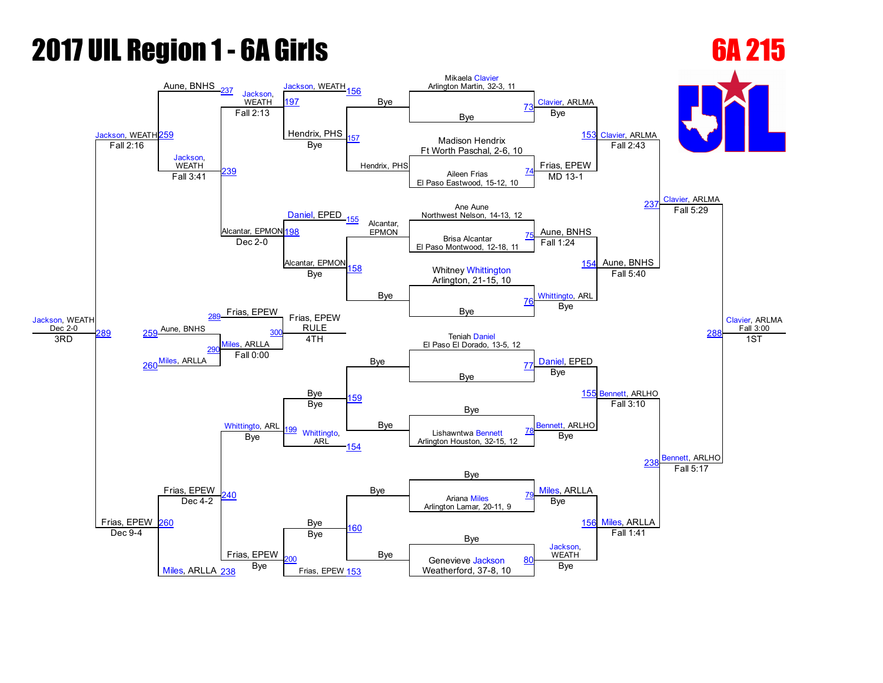# 2017 UIL Region 1 - 6A Girls

## 6A 215

### Championship Bracket

**Round 1**

- Bout 73: Mikaela Clavier, Arlington Martin, 32-3, 11 vs Bye — Clavier, ARLMA, Bye
- Bout 74: Madison Hendrix, Ft Worth Paschal, 2-6, 10 vs Aileen Frias, El Paso Eastwood, 15-12, 10 — Frias, EPEW, MD 13-1
- Bout 75: Ane Aune, Northwest Nelson, 14-13, 12 vs Brisa Alcantar, El Paso Montwood, 12-18, 11 — Aune, BNHS, Fall 1:24
- Bout 76: Whitney Whittington, Arlington, 21-15, 10 vs Bye — Whittingto, ARL, Bye
- Bout 77: Teniah Daniel, El Paso El Dorado, 13-5, 12 vs Bye — Daniel, EPED, Bye
- Bout 78: Bye vs Lishawntwa Bennett, Arlington Houston, 32-15, 12 — Bennett, ARLHO, Bye
- Bout 79: Bye vs Ariana Miles, Arlington Lamar, 20-11, 9 — Miles, ARLLA, Bye
- Bout 80: Bye vs Genevieve Jackson, Weatherford, 37-8, 10 — Jackson, WEATH, Bye

**Quarterfinals**

- Bout 153: Clavier, ARLMA — Fall 2:43
- Bout 154: Aune, BNHS — Fall 5:40
- Bout 155: Bennett, ARLHO — Fall 3:10
- Bout 156: Miles, ARLLA — Fall 1:41

**Semifinals**

- Bout 237: Clavier, ARLMA — Fall 5:29
- Bout 238: Bennett, ARLHO — Fall 5:17

**Final (Bout 288):** Clavier, ARLMA — Fall 3:00 — 1ST

### Consolation Bracket

**Consolation Round 1**

- Bout 156: Jackson, WEATH vs Hendrix, PHS (Bye) — 157: Hendrix, PHS
- Bout 155: Daniel, EPED vs Alcantar, EPMON — 158: Alcantar, EPMON, Bye
- Bout 159: Bye vs Bye — Bye
- Bout 160: Bye vs Bye — Bye

**Consolation Round 2**

- Bout 197: Jackson, WEATH vs Hendrix, PHS, Bye — Jackson, WEATH, Fall 2:13
- Bout 198: Daniel, EPED vs Alcantar, EPMON, Bye — Alcantar, EPMON, Dec 2-0
- Bout 199: Bye, Bye vs Whittingto, ARL (154) — Whittingto, ARL, Bye
- Bout 200: Bye, Bye vs Frias, EPEW (153) — Frias, EPEW, Bye

**Consolation Quarterfinals**

- Bout 239: Aune, BNHS (237) vs Jackson, WEATH — Jackson, WEATH, Fall 3:41
- Bout 240: Whittingto, ARL, Bye vs Frias, EPEW, Bye — Frias, EPEW, Dec 4-2

**Consolation Semifinals**

- Bout 259: Jackson, WEATH vs Aune, BNHS — Jackson, WEATH, Fall 2:16
- Bout 260: Frias, EPEW vs Miles, ARLLA (238) — Frias, EPEW, Dec 9-4

**3rd Place (Bout 289):** Jackson, WEATH — Dec 2-0 — 3RD

**5th Place (Bout 290):** Aune, BNHS (259) vs Miles, ARLLA (260) — Miles, ARLLA, Fall 0:00

**4th Place (Bout 300):** Frias, EPEW (289) vs Miles, ARLLA (290) — Frias, EPEW, RULE — 4TH